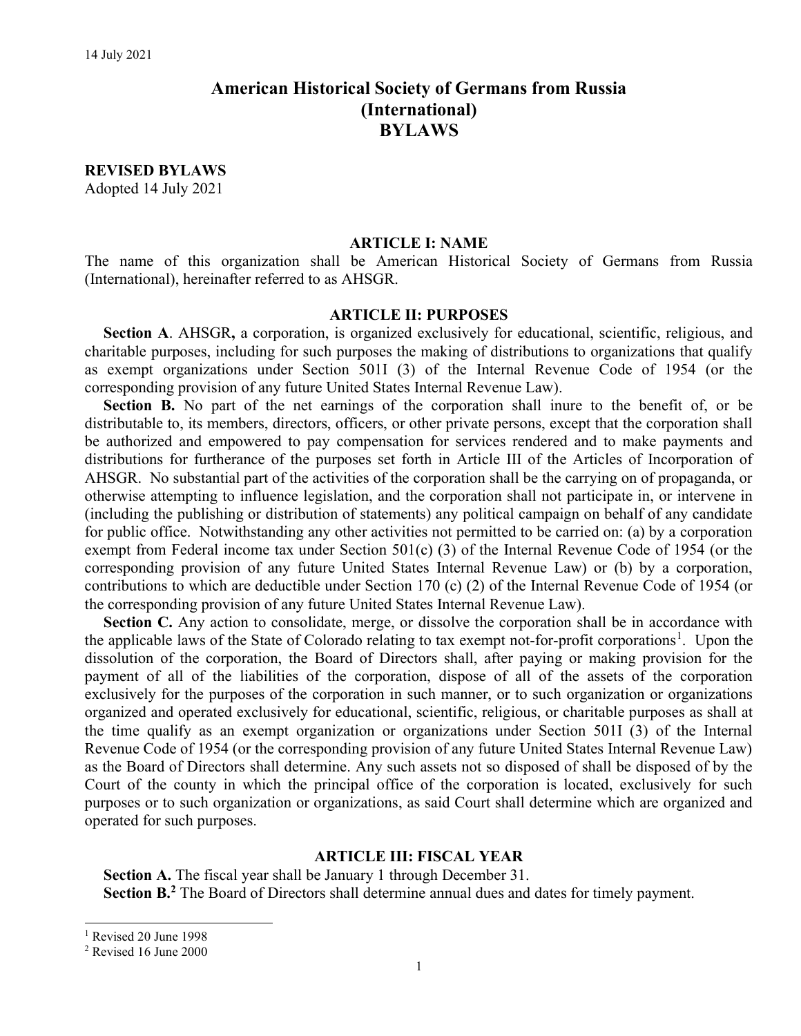# American Historical Society of Germans from Russia (International) BYLAWS

**REVISED BYLAWS**
Adopted 14 July 2021

## ARTICLE I: NAME

The name of this organization shall be American Historical Society of Germans from Russia (International), hereinafter referred to as AHSGR.

## ARTICLE II: PURPOSES

**Section A**. AHSGR**,** a corporation, is organized exclusively for educational, scientific, religious, and charitable purposes, including for such purposes the making of distributions to organizations that qualify as exempt organizations under Section 501I (3) of the Internal Revenue Code of 1954 (or the corresponding provision of any future United States Internal Revenue Law).

**Section B.** No part of the net earnings of the corporation shall inure to the benefit of, or be distributable to, its members, directors, officers, or other private persons, except that the corporation shall be authorized and empowered to pay compensation for services rendered and to make payments and distributions for furtherance of the purposes set forth in Article III of the Articles of Incorporation of AHSGR. No substantial part of the activities of the corporation shall be the carrying on of propaganda, or otherwise attempting to influence legislation, and the corporation shall not participate in, or intervene in (including the publishing or distribution of statements) any political campaign on behalf of any candidate for public office. Notwithstanding any other activities not permitted to be carried on: (a) by a corporation exempt from Federal income tax under Section 501(c) (3) of the Internal Revenue Code of 1954 (or the corresponding provision of any future United States Internal Revenue Law) or (b) by a corporation, contributions to which are deductible under Section 170 (c) (2) of the Internal Revenue Code of 1954 (or the corresponding provision of any future United States Internal Revenue Law).

**Section C.** Any action to consolidate, merge, or dissolve the corporation shall be in accordance with the applicable laws of the State of Colorado relating to tax exempt not-for-profit corporations[1]. Upon the dissolution of the corporation, the Board of Directors shall, after paying or making provision for the payment of all of the liabilities of the corporation, dispose of all of the assets of the corporation exclusively for the purposes of the corporation in such manner, or to such organization or organizations organized and operated exclusively for educational, scientific, religious, or charitable purposes as shall at the time qualify as an exempt organization or organizations under Section 501I (3) of the Internal Revenue Code of 1954 (or the corresponding provision of any future United States Internal Revenue Law) as the Board of Directors shall determine. Any such assets not so disposed of shall be disposed of by the Court of the county in which the principal office of the corporation is located, exclusively for such purposes or to such organization or organizations, as said Court shall determine which are organized and operated for such purposes.

## ARTICLE III: FISCAL YEAR

**Section A.** The fiscal year shall be January 1 through December 31.

**Section B.**[2] The Board of Directors shall determine annual dues and dates for timely payment.

---

[1] Revised 20 June 1998

[2] Revised 16 June 2000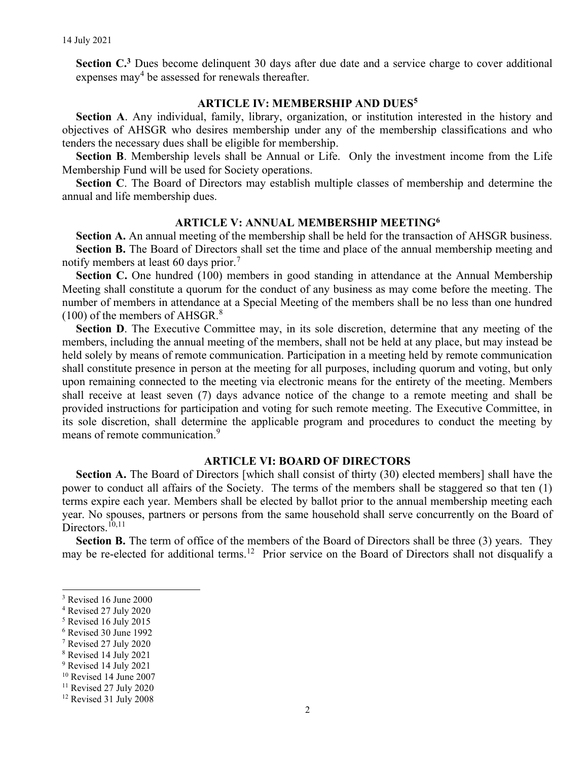**Section C.**[3] Dues become delinquent 30 days after due date and a service charge to cover additional expenses may[4] be assessed for renewals thereafter.

## ARTICLE IV: MEMBERSHIP AND DUES[5]

**Section A**. Any individual, family, library, organization, or institution interested in the history and objectives of AHSGR who desires membership under any of the membership classifications and who tenders the necessary dues shall be eligible for membership.

**Section B**. Membership levels shall be Annual or Life. Only the investment income from the Life Membership Fund will be used for Society operations.

**Section C**. The Board of Directors may establish multiple classes of membership and determine the annual and life membership dues.

## ARTICLE V: ANNUAL MEMBERSHIP MEETING[6]

**Section A.** An annual meeting of the membership shall be held for the transaction of AHSGR business.

**Section B.** The Board of Directors shall set the time and place of the annual membership meeting and notify members at least 60 days prior.[7]

**Section C.** One hundred (100) members in good standing in attendance at the Annual Membership Meeting shall constitute a quorum for the conduct of any business as may come before the meeting. The number of members in attendance at a Special Meeting of the members shall be no less than one hundred (100) of the members of AHSGR.[8]

**Section D**. The Executive Committee may, in its sole discretion, determine that any meeting of the members, including the annual meeting of the members, shall not be held at any place, but may instead be held solely by means of remote communication. Participation in a meeting held by remote communication shall constitute presence in person at the meeting for all purposes, including quorum and voting, but only upon remaining connected to the meeting via electronic means for the entirety of the meeting. Members shall receive at least seven (7) days advance notice of the change to a remote meeting and shall be provided instructions for participation and voting for such remote meeting. The Executive Committee, in its sole discretion, shall determine the applicable program and procedures to conduct the meeting by means of remote communication.[9]

## ARTICLE VI: BOARD OF DIRECTORS

**Section A.** The Board of Directors [which shall consist of thirty (30) elected members] shall have the power to conduct all affairs of the Society. The terms of the members shall be staggered so that ten (1) terms expire each year. Members shall be elected by ballot prior to the annual membership meeting each year. No spouses, partners or persons from the same household shall serve concurrently on the Board of Directors.[10,11]

**Section B.** The term of office of the members of the Board of Directors shall be three (3) years. They may be re-elected for additional terms.[12] Prior service on the Board of Directors shall not disqualify a

---

[3] Revised 16 June 2000
[4] Revised 27 July 2020
[5] Revised 16 July 2015
[6] Revised 30 June 1992
[7] Revised 27 July 2020
[8] Revised 14 July 2021
[9] Revised 14 July 2021
[10] Revised 14 June 2007
[11] Revised 27 July 2020
[12] Revised 31 July 2008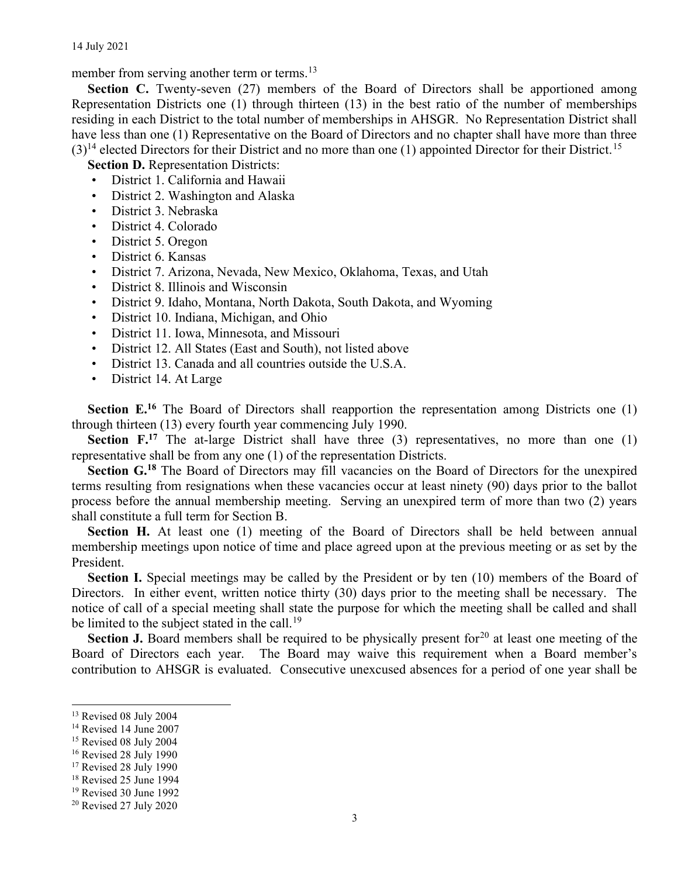member from serving another term or terms.[13]

**Section C.** Twenty-seven (27) members of the Board of Directors shall be apportioned among Representation Districts one (1) through thirteen (13) in the best ratio of the number of memberships residing in each District to the total number of memberships in AHSGR. No Representation District shall have less than one (1) Representative on the Board of Directors and no chapter shall have more than three (3)[14] elected Directors for their District and no more than one (1) appointed Director for their District.[15]

**Section D.** Representation Districts:

- District 1. California and Hawaii
- District 2. Washington and Alaska
- District 3. Nebraska
- District 4. Colorado
- District 5. Oregon
- District 6. Kansas
- District 7. Arizona, Nevada, New Mexico, Oklahoma, Texas, and Utah
- District 8. Illinois and Wisconsin
- District 9. Idaho, Montana, North Dakota, South Dakota, and Wyoming
- District 10. Indiana, Michigan, and Ohio
- District 11. Iowa, Minnesota, and Missouri
- District 12. All States (East and South), not listed above
- District 13. Canada and all countries outside the U.S.A.
- District 14. At Large

**Section E.[16]** The Board of Directors shall reapportion the representation among Districts one (1) through thirteen (13) every fourth year commencing July 1990.

**Section F.[17]** The at-large District shall have three (3) representatives, no more than one (1) representative shall be from any one (1) of the representation Districts.

**Section G.[18]** The Board of Directors may fill vacancies on the Board of Directors for the unexpired terms resulting from resignations when these vacancies occur at least ninety (90) days prior to the ballot process before the annual membership meeting. Serving an unexpired term of more than two (2) years shall constitute a full term for Section B.

**Section H.** At least one (1) meeting of the Board of Directors shall be held between annual membership meetings upon notice of time and place agreed upon at the previous meeting or as set by the President.

**Section I.** Special meetings may be called by the President or by ten (10) members of the Board of Directors. In either event, written notice thirty (30) days prior to the meeting shall be necessary. The notice of call of a special meeting shall state the purpose for which the meeting shall be called and shall be limited to the subject stated in the call.[19]

**Section J.** Board members shall be required to be physically present for[20] at least one meeting of the Board of Directors each year. The Board may waive this requirement when a Board member's contribution to AHSGR is evaluated. Consecutive unexcused absences for a period of one year shall be

---

[13] Revised 08 July 2004
[14] Revised 14 June 2007
[15] Revised 08 July 2004
[16] Revised 28 July 1990
[17] Revised 28 July 1990
[18] Revised 25 June 1994
[19] Revised 30 June 1992
[20] Revised 27 July 2020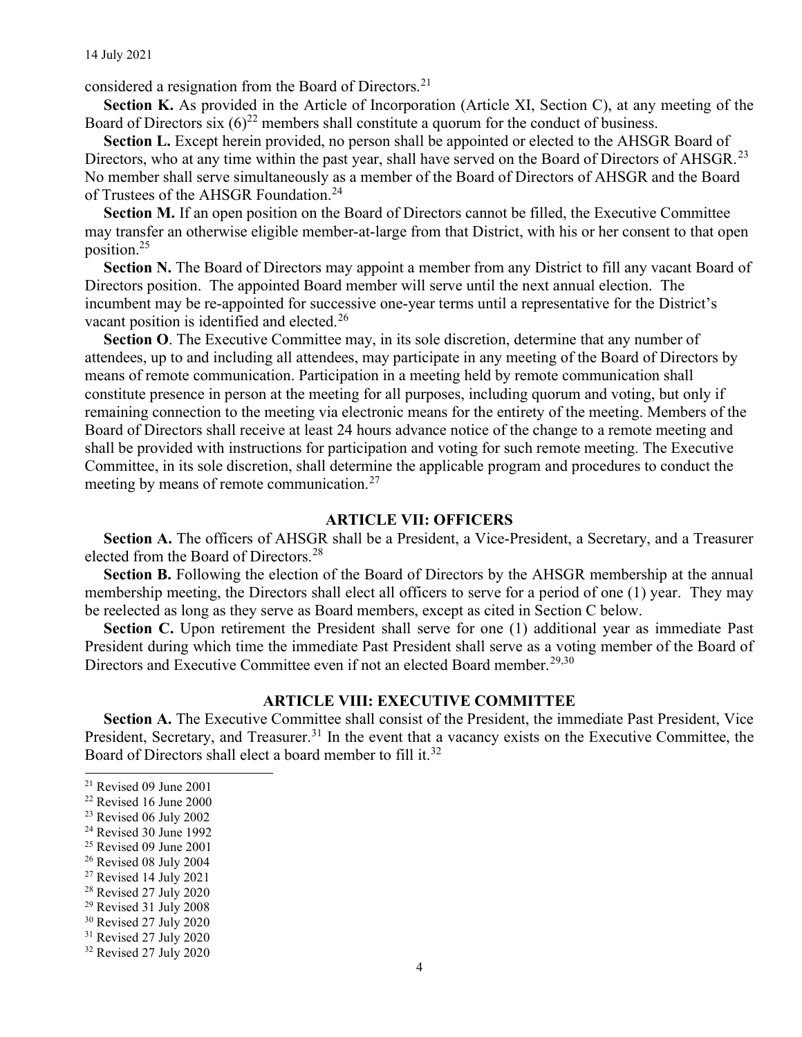considered a resignation from the Board of Directors.[21]

**Section K.** As provided in the Article of Incorporation (Article XI, Section C), at any meeting of the Board of Directors six (6)[22] members shall constitute a quorum for the conduct of business.

**Section L.** Except herein provided, no person shall be appointed or elected to the AHSGR Board of Directors, who at any time within the past year, shall have served on the Board of Directors of AHSGR.[23] No member shall serve simultaneously as a member of the Board of Directors of AHSGR and the Board of Trustees of the AHSGR Foundation.[24]

**Section M.** If an open position on the Board of Directors cannot be filled, the Executive Committee may transfer an otherwise eligible member-at-large from that District, with his or her consent to that open position.[25]

**Section N.** The Board of Directors may appoint a member from any District to fill any vacant Board of Directors position. The appointed Board member will serve until the next annual election. The incumbent may be re-appointed for successive one-year terms until a representative for the District's vacant position is identified and elected.[26]

**Section O**. The Executive Committee may, in its sole discretion, determine that any number of attendees, up to and including all attendees, may participate in any meeting of the Board of Directors by means of remote communication. Participation in a meeting held by remote communication shall constitute presence in person at the meeting for all purposes, including quorum and voting, but only if remaining connection to the meeting via electronic means for the entirety of the meeting. Members of the Board of Directors shall receive at least 24 hours advance notice of the change to a remote meeting and shall be provided with instructions for participation and voting for such remote meeting. The Executive Committee, in its sole discretion, shall determine the applicable program and procedures to conduct the meeting by means of remote communication.[27]

## ARTICLE VII: OFFICERS

**Section A.** The officers of AHSGR shall be a President, a Vice-President, a Secretary, and a Treasurer elected from the Board of Directors.[28]

**Section B.** Following the election of the Board of Directors by the AHSGR membership at the annual membership meeting, the Directors shall elect all officers to serve for a period of one (1) year. They may be reelected as long as they serve as Board members, except as cited in Section C below.

**Section C.** Upon retirement the President shall serve for one (1) additional year as immediate Past President during which time the immediate Past President shall serve as a voting member of the Board of Directors and Executive Committee even if not an elected Board member.[29,30]

## ARTICLE VIII: EXECUTIVE COMMITTEE

**Section A.** The Executive Committee shall consist of the President, the immediate Past President, Vice President, Secretary, and Treasurer.[31] In the event that a vacancy exists on the Executive Committee, the Board of Directors shall elect a board member to fill it.[32]

---

[21] Revised 09 June 2001
[22] Revised 16 June 2000
[23] Revised 06 July 2002
[24] Revised 30 June 1992
[25] Revised 09 June 2001
[26] Revised 08 July 2004
[27] Revised 14 July 2021
[28] Revised 27 July 2020
[29] Revised 31 July 2008
[30] Revised 27 July 2020
[31] Revised 27 July 2020
[32] Revised 27 July 2020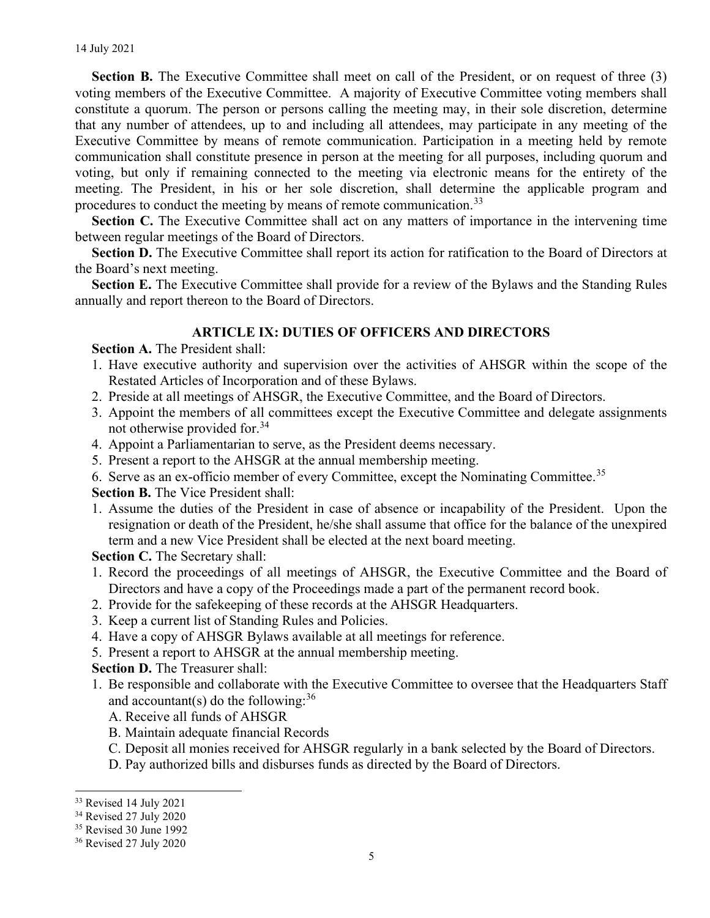**Section B.** The Executive Committee shall meet on call of the President, or on request of three (3) voting members of the Executive Committee. A majority of Executive Committee voting members shall constitute a quorum. The person or persons calling the meeting may, in their sole discretion, determine that any number of attendees, up to and including all attendees, may participate in any meeting of the Executive Committee by means of remote communication. Participation in a meeting held by remote communication shall constitute presence in person at the meeting for all purposes, including quorum and voting, but only if remaining connected to the meeting via electronic means for the entirety of the meeting. The President, in his or her sole discretion, shall determine the applicable program and procedures to conduct the meeting by means of remote communication.[33]

**Section C.** The Executive Committee shall act on any matters of importance in the intervening time between regular meetings of the Board of Directors.

**Section D.** The Executive Committee shall report its action for ratification to the Board of Directors at the Board's next meeting.

**Section E.** The Executive Committee shall provide for a review of the Bylaws and the Standing Rules annually and report thereon to the Board of Directors.

## ARTICLE IX: DUTIES OF OFFICERS AND DIRECTORS

**Section A.** The President shall:

1. Have executive authority and supervision over the activities of AHSGR within the scope of the Restated Articles of Incorporation and of these Bylaws.
2. Preside at all meetings of AHSGR, the Executive Committee, and the Board of Directors.
3. Appoint the members of all committees except the Executive Committee and delegate assignments not otherwise provided for.[34]
4. Appoint a Parliamentarian to serve, as the President deems necessary.
5. Present a report to the AHSGR at the annual membership meeting.
6. Serve as an ex-officio member of every Committee, except the Nominating Committee.[35]

**Section B.** The Vice President shall:

1. Assume the duties of the President in case of absence or incapability of the President. Upon the resignation or death of the President, he/she shall assume that office for the balance of the unexpired term and a new Vice President shall be elected at the next board meeting.

**Section C.** The Secretary shall:

1. Record the proceedings of all meetings of AHSGR, the Executive Committee and the Board of Directors and have a copy of the Proceedings made a part of the permanent record book.
2. Provide for the safekeeping of these records at the AHSGR Headquarters.
3. Keep a current list of Standing Rules and Policies.
4. Have a copy of AHSGR Bylaws available at all meetings for reference.
5. Present a report to AHSGR at the annual membership meeting.

**Section D.** The Treasurer shall:

1. Be responsible and collaborate with the Executive Committee to oversee that the Headquarters Staff and accountant(s) do the following:[36]
   A. Receive all funds of AHSGR
   B. Maintain adequate financial Records
   C. Deposit all monies received for AHSGR regularly in a bank selected by the Board of Directors.
   D. Pay authorized bills and disburses funds as directed by the Board of Directors.

---

[33] Revised 14 July 2021
[34] Revised 27 July 2020
[35] Revised 30 June 1992
[36] Revised 27 July 2020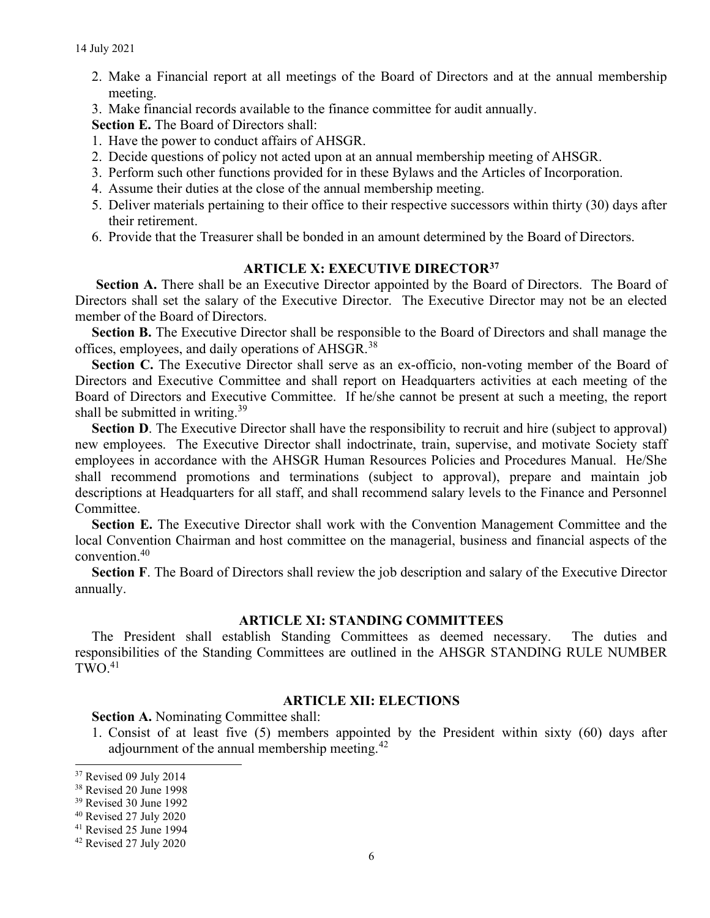2. Make a Financial report at all meetings of the Board of Directors and at the annual membership meeting.
3. Make financial records available to the finance committee for audit annually.

**Section E.** The Board of Directors shall:

1. Have the power to conduct affairs of AHSGR.
2. Decide questions of policy not acted upon at an annual membership meeting of AHSGR.
3. Perform such other functions provided for in these Bylaws and the Articles of Incorporation.
4. Assume their duties at the close of the annual membership meeting.
5. Deliver materials pertaining to their office to their respective successors within thirty (30) days after their retirement.
6. Provide that the Treasurer shall be bonded in an amount determined by the Board of Directors.

## ARTICLE X: EXECUTIVE DIRECTOR[37]

**Section A.** There shall be an Executive Director appointed by the Board of Directors. The Board of Directors shall set the salary of the Executive Director. The Executive Director may not be an elected member of the Board of Directors.

**Section B.** The Executive Director shall be responsible to the Board of Directors and shall manage the offices, employees, and daily operations of AHSGR.[38]

**Section C.** The Executive Director shall serve as an ex-officio, non-voting member of the Board of Directors and Executive Committee and shall report on Headquarters activities at each meeting of the Board of Directors and Executive Committee. If he/she cannot be present at such a meeting, the report shall be submitted in writing.[39]

**Section D**. The Executive Director shall have the responsibility to recruit and hire (subject to approval) new employees. The Executive Director shall indoctrinate, train, supervise, and motivate Society staff employees in accordance with the AHSGR Human Resources Policies and Procedures Manual. He/She shall recommend promotions and terminations (subject to approval), prepare and maintain job descriptions at Headquarters for all staff, and shall recommend salary levels to the Finance and Personnel Committee.

**Section E.** The Executive Director shall work with the Convention Management Committee and the local Convention Chairman and host committee on the managerial, business and financial aspects of the convention.[40]

**Section F**. The Board of Directors shall review the job description and salary of the Executive Director annually.

## ARTICLE XI: STANDING COMMITTEES

The President shall establish Standing Committees as deemed necessary. The duties and responsibilities of the Standing Committees are outlined in the AHSGR STANDING RULE NUMBER TWO.[41]

## ARTICLE XII: ELECTIONS

**Section A.** Nominating Committee shall:

1. Consist of at least five (5) members appointed by the President within sixty (60) days after adjournment of the annual membership meeting.[42]

---

[37] Revised 09 July 2014
[38] Revised 20 June 1998
[39] Revised 30 June 1992
[40] Revised 27 July 2020
[41] Revised 25 June 1994
[42] Revised 27 July 2020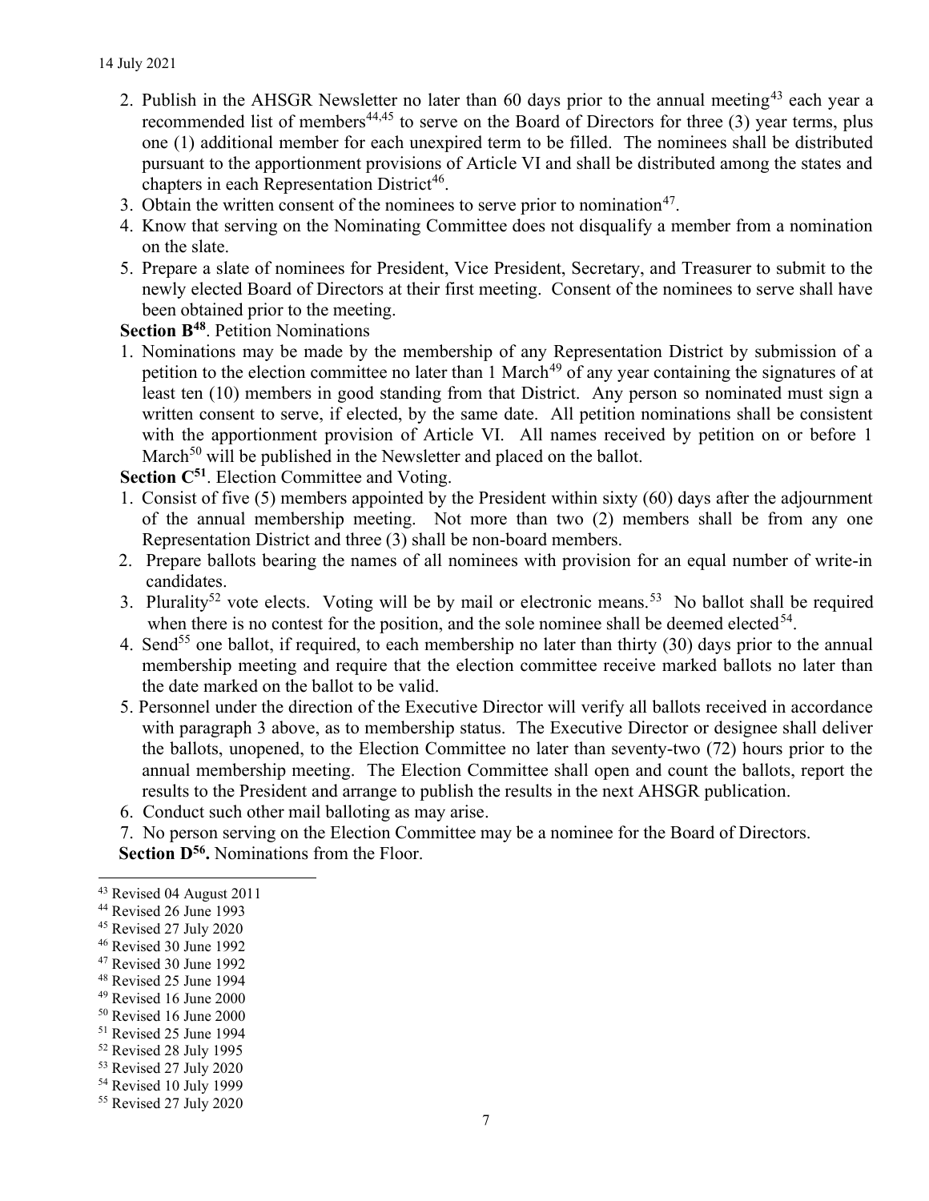2. Publish in the AHSGR Newsletter no later than 60 days prior to the annual meeting[43] each year a recommended list of members[44,45] to serve on the Board of Directors for three (3) year terms, plus one (1) additional member for each unexpired term to be filled. The nominees shall be distributed pursuant to the apportionment provisions of Article VI and shall be distributed among the states and chapters in each Representation District[46].
3. Obtain the written consent of the nominees to serve prior to nomination[47].
4. Know that serving on the Nominating Committee does not disqualify a member from a nomination on the slate.
5. Prepare a slate of nominees for President, Vice President, Secretary, and Treasurer to submit to the newly elected Board of Directors at their first meeting. Consent of the nominees to serve shall have been obtained prior to the meeting.

**Section B[48]**. Petition Nominations

1. Nominations may be made by the membership of any Representation District by submission of a petition to the election committee no later than 1 March[49] of any year containing the signatures of at least ten (10) members in good standing from that District. Any person so nominated must sign a written consent to serve, if elected, by the same date. All petition nominations shall be consistent with the apportionment provision of Article VI. All names received by petition on or before 1 March[50] will be published in the Newsletter and placed on the ballot.

**Section C[51]**. Election Committee and Voting.

1. Consist of five (5) members appointed by the President within sixty (60) days after the adjournment of the annual membership meeting. Not more than two (2) members shall be from any one Representation District and three (3) shall be non-board members.
2. Prepare ballots bearing the names of all nominees with provision for an equal number of write-in candidates.
3. Plurality[52] vote elects. Voting will be by mail or electronic means.[53] No ballot shall be required when there is no contest for the position, and the sole nominee shall be deemed elected[54].
4. Send[55] one ballot, if required, to each membership no later than thirty (30) days prior to the annual membership meeting and require that the election committee receive marked ballots no later than the date marked on the ballot to be valid.
5. Personnel under the direction of the Executive Director will verify all ballots received in accordance with paragraph 3 above, as to membership status. The Executive Director or designee shall deliver the ballots, unopened, to the Election Committee no later than seventy-two (72) hours prior to the annual membership meeting. The Election Committee shall open and count the ballots, report the results to the President and arrange to publish the results in the next AHSGR publication.
6. Conduct such other mail balloting as may arise.
7. No person serving on the Election Committee may be a nominee for the Board of Directors.

**Section D[56].** Nominations from the Floor.

---

[43] Revised 04 August 2011
[44] Revised 26 June 1993
[45] Revised 27 July 2020
[46] Revised 30 June 1992
[47] Revised 30 June 1992
[48] Revised 25 June 1994
[49] Revised 16 June 2000
[50] Revised 16 June 2000
[51] Revised 25 June 1994
[52] Revised 28 July 1995
[53] Revised 27 July 2020
[54] Revised 10 July 1999
[55] Revised 27 July 2020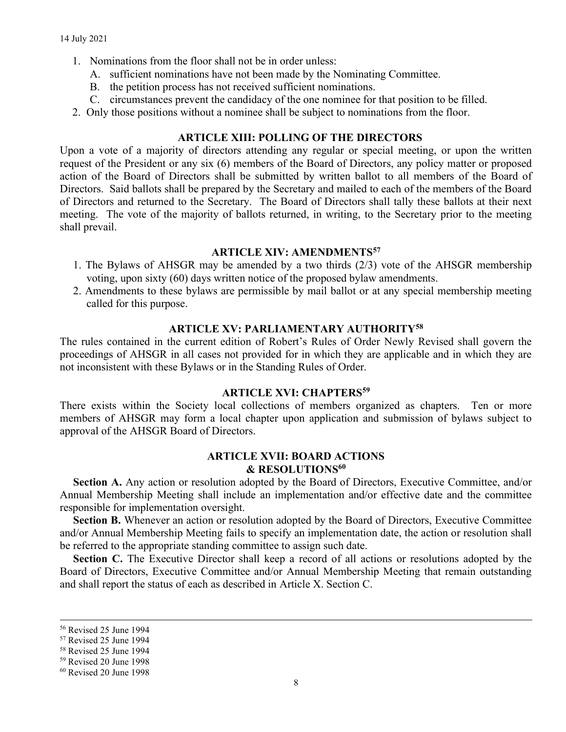1. Nominations from the floor shall not be in order unless:
   - A. sufficient nominations have not been made by the Nominating Committee.
   - B. the petition process has not received sufficient nominations.
   - C. circumstances prevent the candidacy of the one nominee for that position to be filled.
2. Only those positions without a nominee shall be subject to nominations from the floor.

## ARTICLE XIII: POLLING OF THE DIRECTORS

Upon a vote of a majority of directors attending any regular or special meeting, or upon the written request of the President or any six (6) members of the Board of Directors, any policy matter or proposed action of the Board of Directors shall be submitted by written ballot to all members of the Board of Directors. Said ballots shall be prepared by the Secretary and mailed to each of the members of the Board of Directors and returned to the Secretary. The Board of Directors shall tally these ballots at their next meeting. The vote of the majority of ballots returned, in writing, to the Secretary prior to the meeting shall prevail.

## ARTICLE XIV: AMENDMENTS[57]

1. The Bylaws of AHSGR may be amended by a two thirds (2/3) vote of the AHSGR membership voting, upon sixty (60) days written notice of the proposed bylaw amendments.
2. Amendments to these bylaws are permissible by mail ballot or at any special membership meeting called for this purpose.

## ARTICLE XV: PARLIAMENTARY AUTHORITY[58]

The rules contained in the current edition of Robert's Rules of Order Newly Revised shall govern the proceedings of AHSGR in all cases not provided for in which they are applicable and in which they are not inconsistent with these Bylaws or in the Standing Rules of Order.

## ARTICLE XVI: CHAPTERS[59]

There exists within the Society local collections of members organized as chapters. Ten or more members of AHSGR may form a local chapter upon application and submission of bylaws subject to approval of the AHSGR Board of Directors.

## ARTICLE XVII: BOARD ACTIONS & RESOLUTIONS[60]

**Section A.** Any action or resolution adopted by the Board of Directors, Executive Committee, and/or Annual Membership Meeting shall include an implementation and/or effective date and the committee responsible for implementation oversight.

**Section B.** Whenever an action or resolution adopted by the Board of Directors, Executive Committee and/or Annual Membership Meeting fails to specify an implementation date, the action or resolution shall be referred to the appropriate standing committee to assign such date.

**Section C.** The Executive Director shall keep a record of all actions or resolutions adopted by the Board of Directors, Executive Committee and/or Annual Membership Meeting that remain outstanding and shall report the status of each as described in Article X. Section C.

---

[56] Revised 25 June 1994

[57] Revised 25 June 1994

[58] Revised 25 June 1994

[59] Revised 20 June 1998

[60] Revised 20 June 1998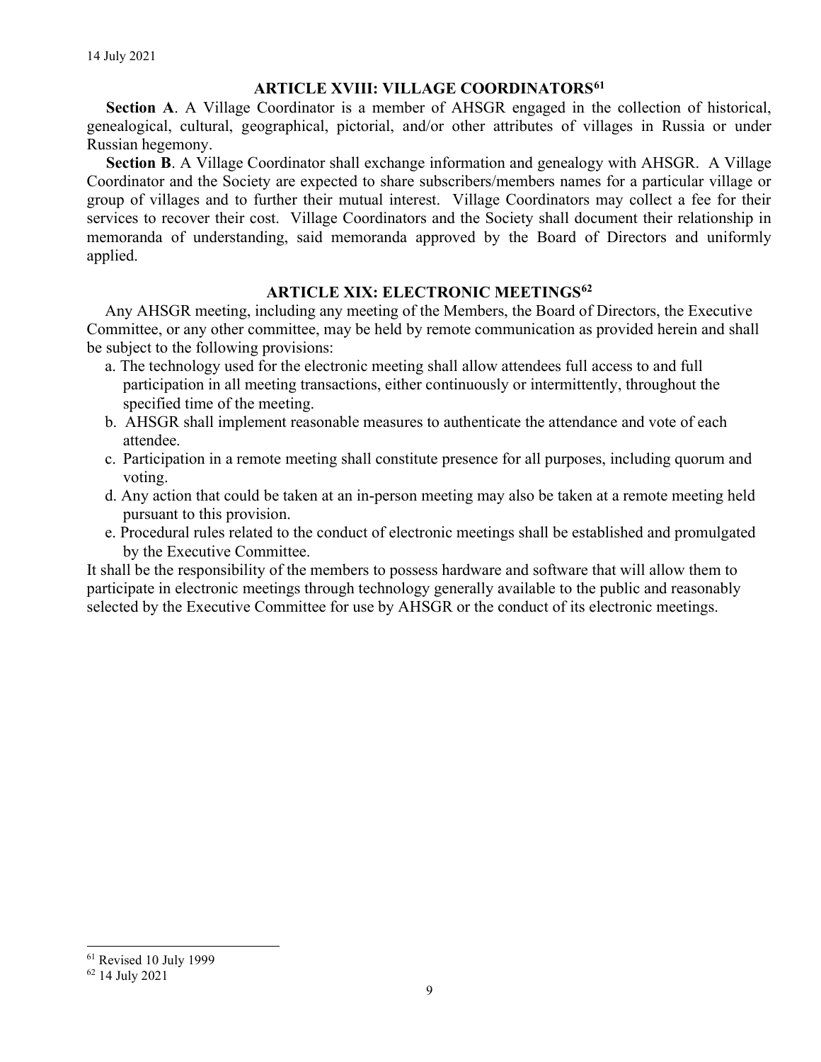## ARTICLE XVIII: VILLAGE COORDINATORS[61]

**Section A**. A Village Coordinator is a member of AHSGR engaged in the collection of historical, genealogical, cultural, geographical, pictorial, and/or other attributes of villages in Russia or under Russian hegemony.

**Section B**. A Village Coordinator shall exchange information and genealogy with AHSGR. A Village Coordinator and the Society are expected to share subscribers/members names for a particular village or group of villages and to further their mutual interest. Village Coordinators may collect a fee for their services to recover their cost. Village Coordinators and the Society shall document their relationship in memoranda of understanding, said memoranda approved by the Board of Directors and uniformly applied.

## ARTICLE XIX: ELECTRONIC MEETINGS[62]

Any AHSGR meeting, including any meeting of the Members, the Board of Directors, the Executive Committee, or any other committee, may be held by remote communication as provided herein and shall be subject to the following provisions:

a. The technology used for the electronic meeting shall allow attendees full access to and full participation in all meeting transactions, either continuously or intermittently, throughout the specified time of the meeting.

b. AHSGR shall implement reasonable measures to authenticate the attendance and vote of each attendee.

c. Participation in a remote meeting shall constitute presence for all purposes, including quorum and voting.

d. Any action that could be taken at an in-person meeting may also be taken at a remote meeting held pursuant to this provision.

e. Procedural rules related to the conduct of electronic meetings shall be established and promulgated by the Executive Committee.

It shall be the responsibility of the members to possess hardware and software that will allow them to participate in electronic meetings through technology generally available to the public and reasonably selected by the Executive Committee for use by AHSGR or the conduct of its electronic meetings.

---

[61] Revised 10 July 1999

[62] 14 July 2021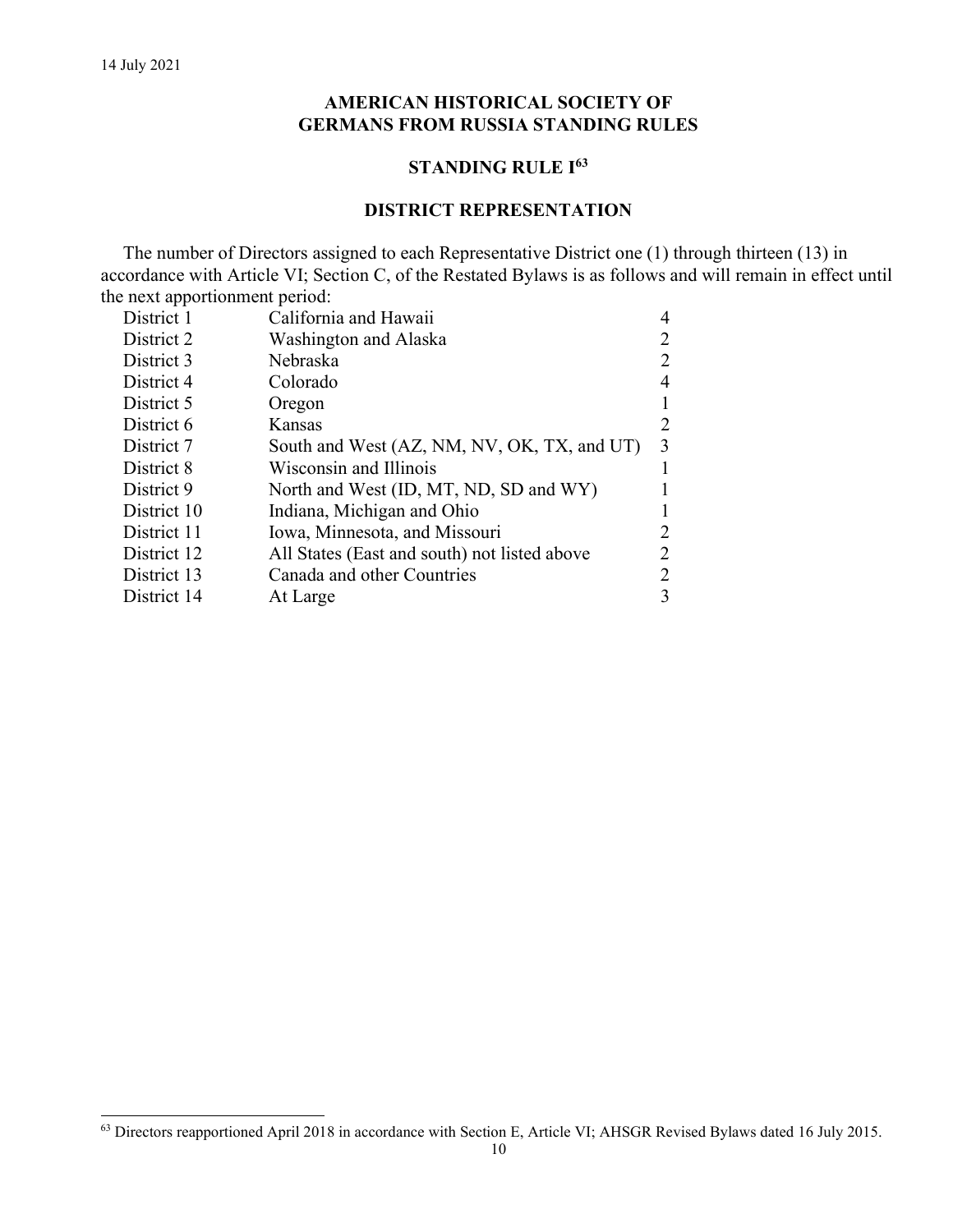# AMERICAN HISTORICAL SOCIETY OF GERMANS FROM RUSSIA STANDING RULES

## STANDING RULE I[63]

## DISTRICT REPRESENTATION

The number of Directors assigned to each Representative District one (1) through thirteen (13) in accordance with Article VI; Section C, of the Restated Bylaws is as follows and will remain in effect until the next apportionment period:

| | | |
|---|---|---|
| District 1 | California and Hawaii | 4 |
| District 2 | Washington and Alaska | 2 |
| District 3 | Nebraska | 2 |
| District 4 | Colorado | 4 |
| District 5 | Oregon | 1 |
| District 6 | Kansas | 2 |
| District 7 | South and West (AZ, NM, NV, OK, TX, and UT) | 3 |
| District 8 | Wisconsin and Illinois | 1 |
| District 9 | North and West (ID, MT, ND, SD and WY) | 1 |
| District 10 | Indiana, Michigan and Ohio | 1 |
| District 11 | Iowa, Minnesota, and Missouri | 2 |
| District 12 | All States (East and south) not listed above | 2 |
| District 13 | Canada and other Countries | 2 |
| District 14 | At Large | 3 |

[63] Directors reapportioned April 2018 in accordance with Section E, Article VI; AHSGR Revised Bylaws dated 16 July 2015.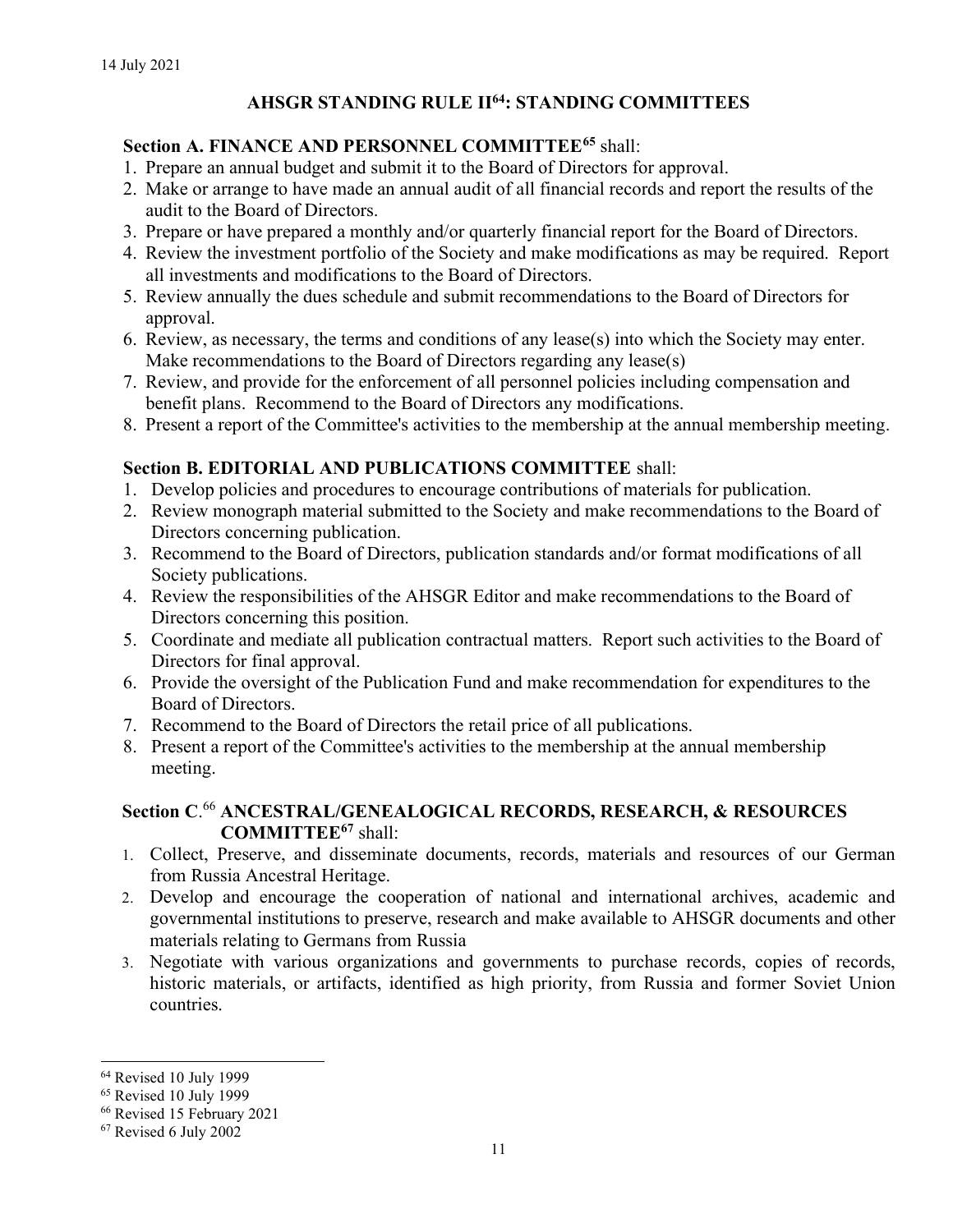## AHSGR STANDING RULE II[64]: STANDING COMMITTEES

**Section A. FINANCE AND PERSONNEL COMMITTEE[65]** shall:

1. Prepare an annual budget and submit it to the Board of Directors for approval.
2. Make or arrange to have made an annual audit of all financial records and report the results of the audit to the Board of Directors.
3. Prepare or have prepared a monthly and/or quarterly financial report for the Board of Directors.
4. Review the investment portfolio of the Society and make modifications as may be required. Report all investments and modifications to the Board of Directors.
5. Review annually the dues schedule and submit recommendations to the Board of Directors for approval.
6. Review, as necessary, the terms and conditions of any lease(s) into which the Society may enter. Make recommendations to the Board of Directors regarding any lease(s)
7. Review, and provide for the enforcement of all personnel policies including compensation and benefit plans. Recommend to the Board of Directors any modifications.
8. Present a report of the Committee's activities to the membership at the annual membership meeting.

**Section B. EDITORIAL AND PUBLICATIONS COMMITTEE** shall:

1. Develop policies and procedures to encourage contributions of materials for publication.
2. Review monograph material submitted to the Society and make recommendations to the Board of Directors concerning publication.
3. Recommend to the Board of Directors, publication standards and/or format modifications of all Society publications.
4. Review the responsibilities of the AHSGR Editor and make recommendations to the Board of Directors concerning this position.
5. Coordinate and mediate all publication contractual matters. Report such activities to the Board of Directors for final approval.
6. Provide the oversight of the Publication Fund and make recommendation for expenditures to the Board of Directors.
7. Recommend to the Board of Directors the retail price of all publications.
8. Present a report of the Committee's activities to the membership at the annual membership meeting.

**Section C**.[66] **ANCESTRAL/GENEALOGICAL RECORDS, RESEARCH, & RESOURCES COMMITTEE[67]** shall:

1. Collect, Preserve, and disseminate documents, records, materials and resources of our German from Russia Ancestral Heritage.
2. Develop and encourage the cooperation of national and international archives, academic and governmental institutions to preserve, research and make available to AHSGR documents and other materials relating to Germans from Russia
3. Negotiate with various organizations and governments to purchase records, copies of records, historic materials, or artifacts, identified as high priority, from Russia and former Soviet Union countries.

---

[64] Revised 10 July 1999

[65] Revised 10 July 1999

[66] Revised 15 February 2021

[67] Revised 6 July 2002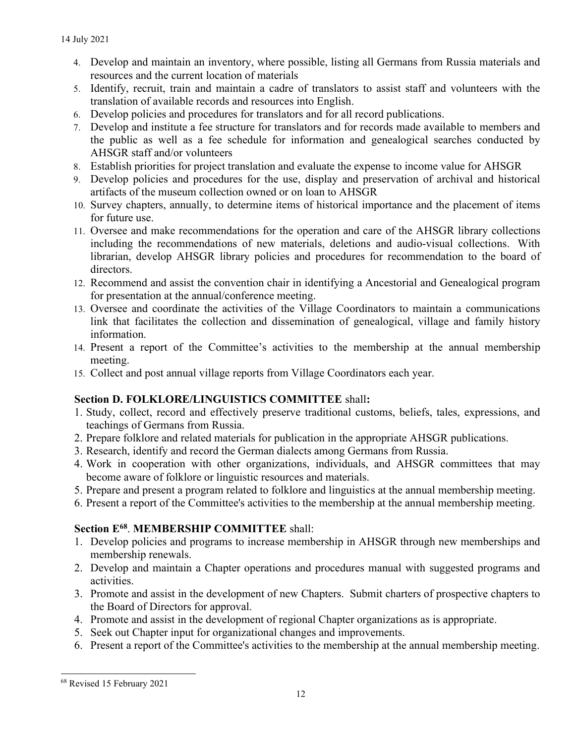4. Develop and maintain an inventory, where possible, listing all Germans from Russia materials and resources and the current location of materials
5. Identify, recruit, train and maintain a cadre of translators to assist staff and volunteers with the translation of available records and resources into English.
6. Develop policies and procedures for translators and for all record publications.
7. Develop and institute a fee structure for translators and for records made available to members and the public as well as a fee schedule for information and genealogical searches conducted by AHSGR staff and/or volunteers
8. Establish priorities for project translation and evaluate the expense to income value for AHSGR
9. Develop policies and procedures for the use, display and preservation of archival and historical artifacts of the museum collection owned or on loan to AHSGR
10. Survey chapters, annually, to determine items of historical importance and the placement of items for future use.
11. Oversee and make recommendations for the operation and care of the AHSGR library collections including the recommendations of new materials, deletions and audio-visual collections. With librarian, develop AHSGR library policies and procedures for recommendation to the board of directors.
12. Recommend and assist the convention chair in identifying a Ancestorial and Genealogical program for presentation at the annual/conference meeting.
13. Oversee and coordinate the activities of the Village Coordinators to maintain a communications link that facilitates the collection and dissemination of genealogical, village and family history information.
14. Present a report of the Committee's activities to the membership at the annual membership meeting.
15. Collect and post annual village reports from Village Coordinators each year.

**Section D. FOLKLORE/LINGUISTICS COMMITTEE** shall**:**

1. Study, collect, record and effectively preserve traditional customs, beliefs, tales, expressions, and teachings of Germans from Russia.
2. Prepare folklore and related materials for publication in the appropriate AHSGR publications.
3. Research, identify and record the German dialects among Germans from Russia.
4. Work in cooperation with other organizations, individuals, and AHSGR committees that may become aware of folklore or linguistic resources and materials.
5. Prepare and present a program related to folklore and linguistics at the annual membership meeting.
6. Present a report of the Committee's activities to the membership at the annual membership meeting.

**Section E[68]**. **MEMBERSHIP COMMITTEE** shall:

1. Develop policies and programs to increase membership in AHSGR through new memberships and membership renewals.
2. Develop and maintain a Chapter operations and procedures manual with suggested programs and activities.
3. Promote and assist in the development of new Chapters. Submit charters of prospective chapters to the Board of Directors for approval.
4. Promote and assist in the development of regional Chapter organizations as is appropriate.
5. Seek out Chapter input for organizational changes and improvements.
6. Present a report of the Committee's activities to the membership at the annual membership meeting.

[68] Revised 15 February 2021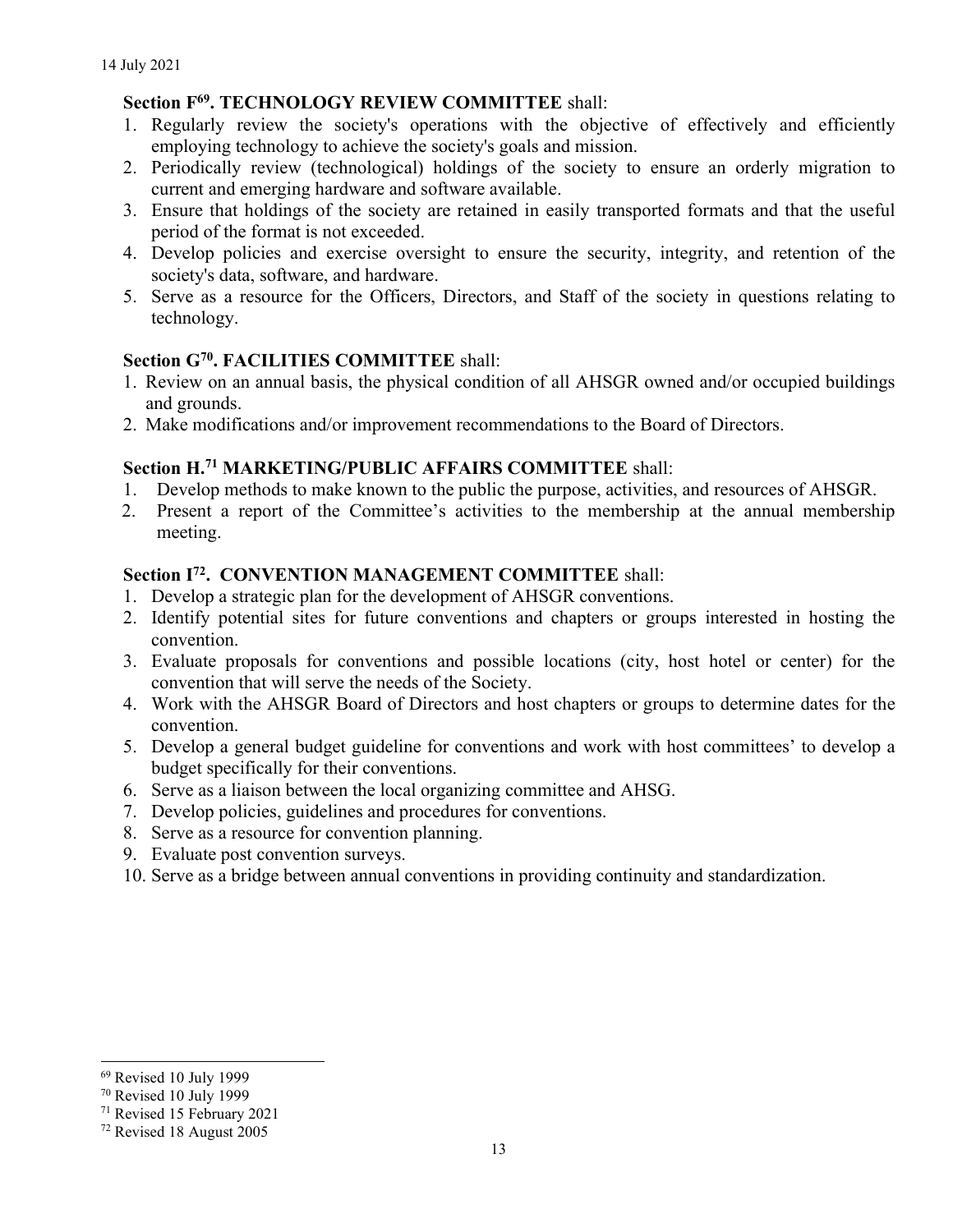**Section F[69]. TECHNOLOGY REVIEW COMMITTEE** shall:

1. Regularly review the society's operations with the objective of effectively and efficiently employing technology to achieve the society's goals and mission.
2. Periodically review (technological) holdings of the society to ensure an orderly migration to current and emerging hardware and software available.
3. Ensure that holdings of the society are retained in easily transported formats and that the useful period of the format is not exceeded.
4. Develop policies and exercise oversight to ensure the security, integrity, and retention of the society's data, software, and hardware.
5. Serve as a resource for the Officers, Directors, and Staff of the society in questions relating to technology.

**Section G[70]. FACILITIES COMMITTEE** shall:

1. Review on an annual basis, the physical condition of all AHSGR owned and/or occupied buildings and grounds.
2. Make modifications and/or improvement recommendations to the Board of Directors.

**Section H.[71] MARKETING/PUBLIC AFFAIRS COMMITTEE** shall:

1. Develop methods to make known to the public the purpose, activities, and resources of AHSGR.
2. Present a report of the Committee's activities to the membership at the annual membership meeting.

**Section I[72]. CONVENTION MANAGEMENT COMMITTEE** shall:

1. Develop a strategic plan for the development of AHSGR conventions.
2. Identify potential sites for future conventions and chapters or groups interested in hosting the convention.
3. Evaluate proposals for conventions and possible locations (city, host hotel or center) for the convention that will serve the needs of the Society.
4. Work with the AHSGR Board of Directors and host chapters or groups to determine dates for the convention.
5. Develop a general budget guideline for conventions and work with host committees' to develop a budget specifically for their conventions.
6. Serve as a liaison between the local organizing committee and AHSG.
7. Develop policies, guidelines and procedures for conventions.
8. Serve as a resource for convention planning.
9. Evaluate post convention surveys.
10. Serve as a bridge between annual conventions in providing continuity and standardization.

---

[69] Revised 10 July 1999

[70] Revised 10 July 1999

[71] Revised 15 February 2021

[72] Revised 18 August 2005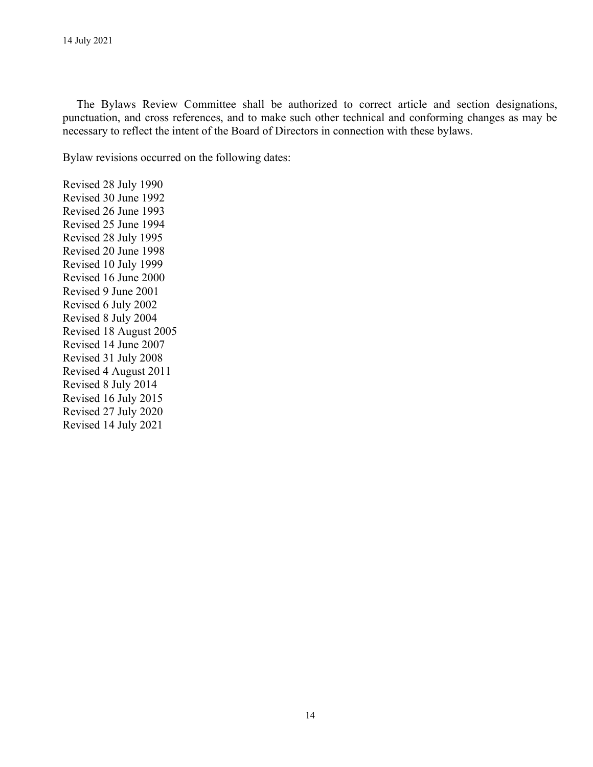The Bylaws Review Committee shall be authorized to correct article and section designations, punctuation, and cross references, and to make such other technical and conforming changes as may be necessary to reflect the intent of the Board of Directors in connection with these bylaws.

Bylaw revisions occurred on the following dates:

Revised 28 July 1990
Revised 30 June 1992
Revised 26 June 1993
Revised 25 June 1994
Revised 28 July 1995
Revised 20 June 1998
Revised 10 July 1999
Revised 16 June 2000
Revised 9 June 2001
Revised 6 July 2002
Revised 8 July 2004
Revised 18 August 2005
Revised 14 June 2007
Revised 31 July 2008
Revised 4 August 2011
Revised 8 July 2014
Revised 16 July 2015
Revised 27 July 2020
Revised 14 July 2021